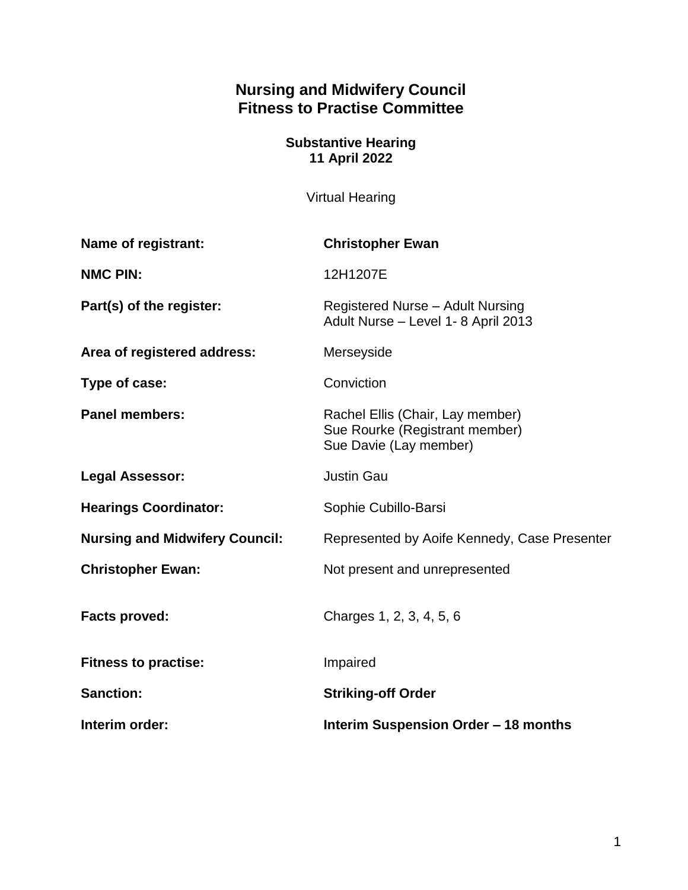# Nursing and Midwifery Council
# Fitness to Practise Committee

### Substantive Hearing
### 11 April 2022

Virtual Hearing

| | |
|---|---|
| **Name of registrant:** | **Christopher Ewan** |
| **NMC PIN:** | 12H1207E |
| **Part(s) of the register:** | Registered Nurse – Adult Nursing<br>Adult Nurse – Level 1- 8 April 2013 |
| **Area of registered address:** | Merseyside |
| **Type of case:** | Conviction |
| **Panel members:** | Rachel Ellis (Chair, Lay member)<br>Sue Rourke (Registrant member)<br>Sue Davie (Lay member) |
| **Legal Assessor:** | Justin Gau |
| **Hearings Coordinator:** | Sophie Cubillo-Barsi |
| **Nursing and Midwifery Council:** | Represented by Aoife Kennedy, Case Presenter |
| **Christopher Ewan:** | Not present and unrepresented |
| **Facts proved:** | Charges 1, 2, 3, 4, 5, 6 |
| **Fitness to practise:** | Impaired |
| **Sanction:** | **Striking-off Order** |
| **Interim order:** | **Interim Suspension Order – 18 months** |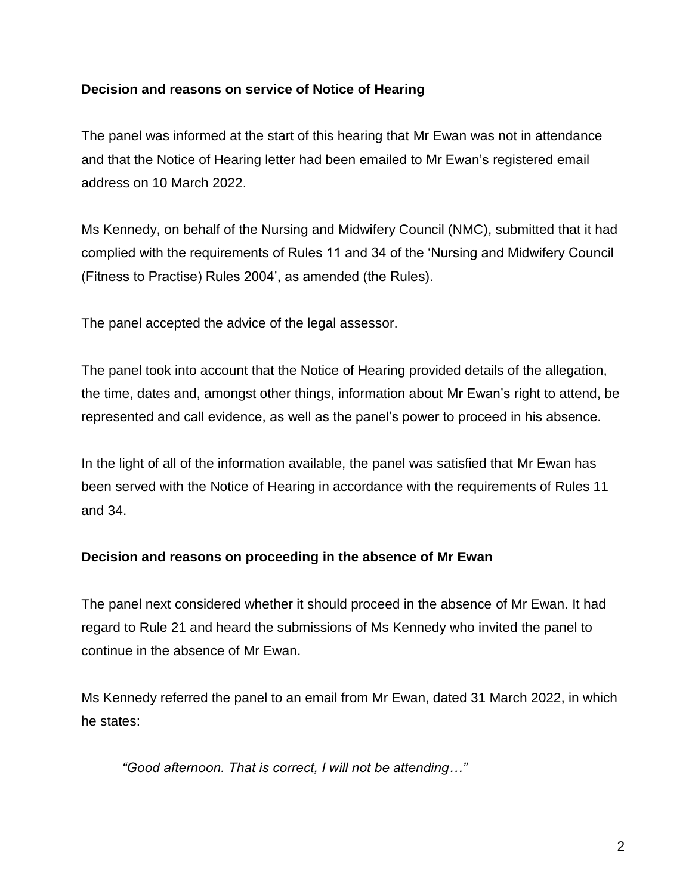**Decision and reasons on service of Notice of Hearing**

The panel was informed at the start of this hearing that Mr Ewan was not in attendance and that the Notice of Hearing letter had been emailed to Mr Ewan's registered email address on 10 March 2022.

Ms Kennedy, on behalf of the Nursing and Midwifery Council (NMC), submitted that it had complied with the requirements of Rules 11 and 34 of the 'Nursing and Midwifery Council (Fitness to Practise) Rules 2004', as amended (the Rules).

The panel accepted the advice of the legal assessor.

The panel took into account that the Notice of Hearing provided details of the allegation, the time, dates and, amongst other things, information about Mr Ewan's right to attend, be represented and call evidence, as well as the panel's power to proceed in his absence.

In the light of all of the information available, the panel was satisfied that Mr Ewan has been served with the Notice of Hearing in accordance with the requirements of Rules 11 and 34.

**Decision and reasons on proceeding in the absence of Mr Ewan**

The panel next considered whether it should proceed in the absence of Mr Ewan. It had regard to Rule 21 and heard the submissions of Ms Kennedy who invited the panel to continue in the absence of Mr Ewan.

Ms Kennedy referred the panel to an email from Mr Ewan, dated 31 March 2022, in which he states:

> *"Good afternoon. That is correct, I will not be attending…"*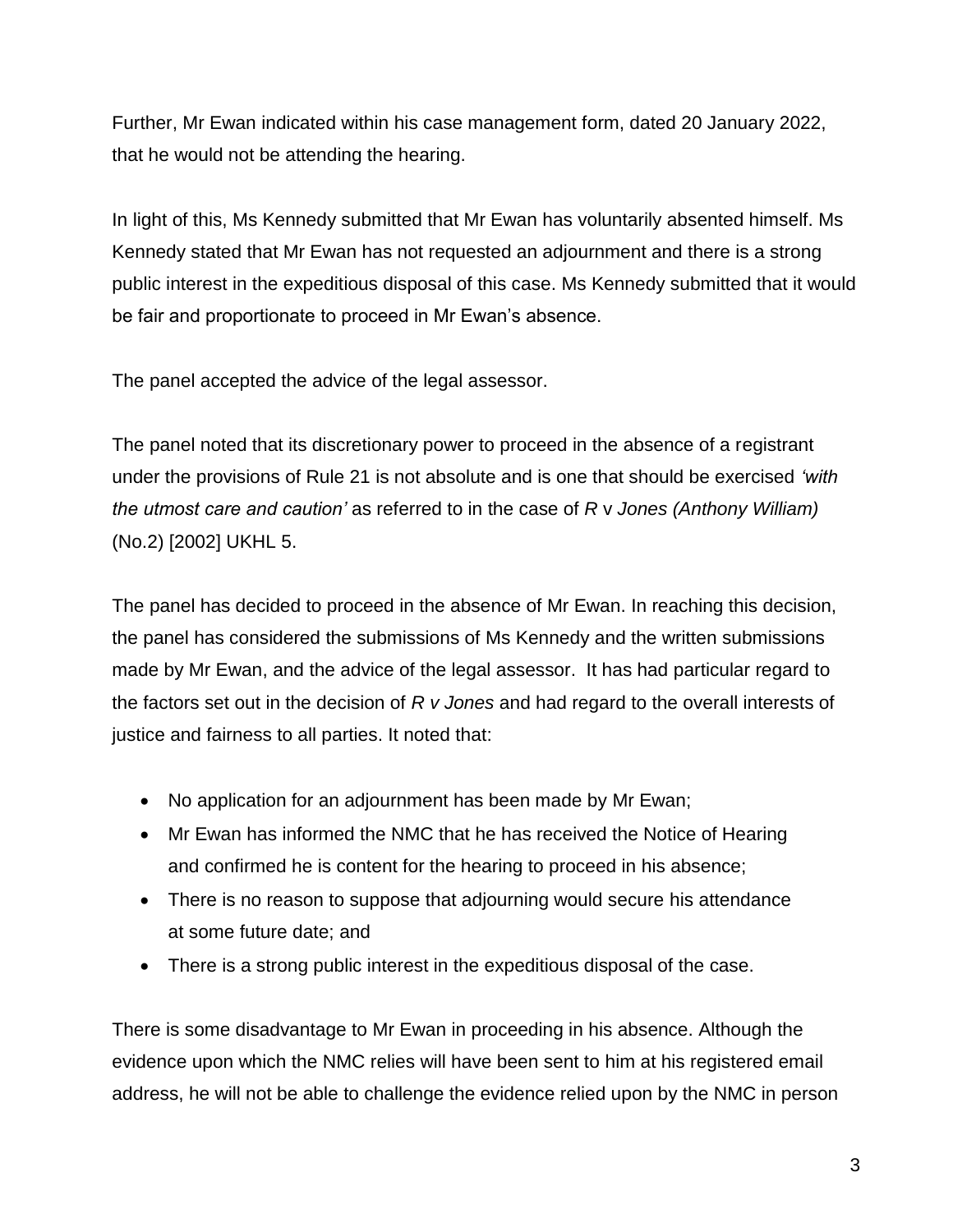Further, Mr Ewan indicated within his case management form, dated 20 January 2022, that he would not be attending the hearing.

In light of this, Ms Kennedy submitted that Mr Ewan has voluntarily absented himself. Ms Kennedy stated that Mr Ewan has not requested an adjournment and there is a strong public interest in the expeditious disposal of this case. Ms Kennedy submitted that it would be fair and proportionate to proceed in Mr Ewan's absence.

The panel accepted the advice of the legal assessor.

The panel noted that its discretionary power to proceed in the absence of a registrant under the provisions of Rule 21 is not absolute and is one that should be exercised *'with the utmost care and caution'* as referred to in the case of *R* v *Jones (Anthony William)* (No.2) [2002] UKHL 5.

The panel has decided to proceed in the absence of Mr Ewan. In reaching this decision, the panel has considered the submissions of Ms Kennedy and the written submissions made by Mr Ewan, and the advice of the legal assessor. It has had particular regard to the factors set out in the decision of *R v Jones* and had regard to the overall interests of justice and fairness to all parties. It noted that:

- No application for an adjournment has been made by Mr Ewan;
- Mr Ewan has informed the NMC that he has received the Notice of Hearing and confirmed he is content for the hearing to proceed in his absence;
- There is no reason to suppose that adjourning would secure his attendance at some future date; and
- There is a strong public interest in the expeditious disposal of the case.

There is some disadvantage to Mr Ewan in proceeding in his absence. Although the evidence upon which the NMC relies will have been sent to him at his registered email address, he will not be able to challenge the evidence relied upon by the NMC in person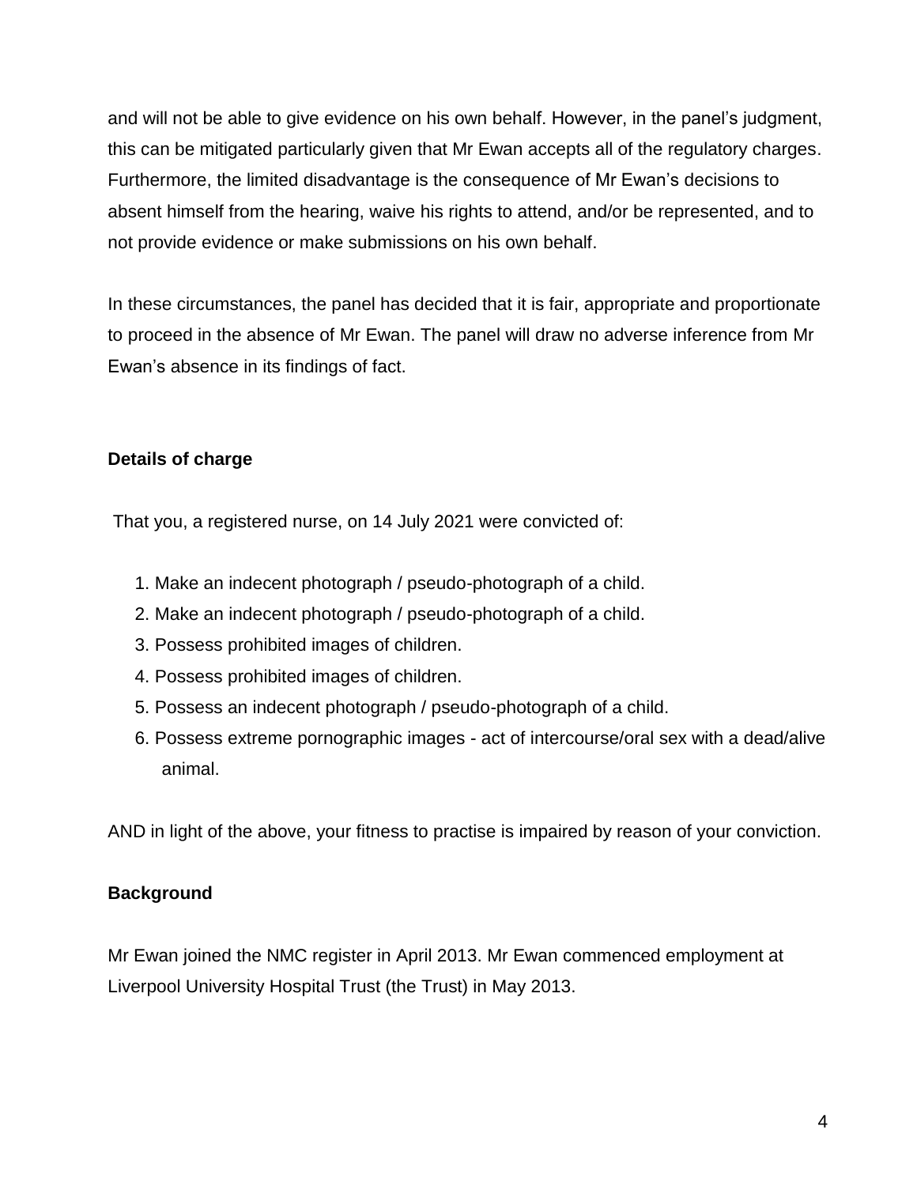and will not be able to give evidence on his own behalf. However, in the panel's judgment, this can be mitigated particularly given that Mr Ewan accepts all of the regulatory charges. Furthermore, the limited disadvantage is the consequence of Mr Ewan's decisions to absent himself from the hearing, waive his rights to attend, and/or be represented, and to not provide evidence or make submissions on his own behalf.

In these circumstances, the panel has decided that it is fair, appropriate and proportionate to proceed in the absence of Mr Ewan. The panel will draw no adverse inference from Mr Ewan's absence in its findings of fact.

**Details of charge**

That you, a registered nurse, on 14 July 2021 were convicted of:

1. Make an indecent photograph / pseudo-photograph of a child.
2. Make an indecent photograph / pseudo-photograph of a child.
3. Possess prohibited images of children.
4. Possess prohibited images of children.
5. Possess an indecent photograph / pseudo-photograph of a child.
6. Possess extreme pornographic images - act of intercourse/oral sex with a dead/alive animal.

AND in light of the above, your fitness to practise is impaired by reason of your conviction.

**Background**

Mr Ewan joined the NMC register in April 2013. Mr Ewan commenced employment at Liverpool University Hospital Trust (the Trust) in May 2013.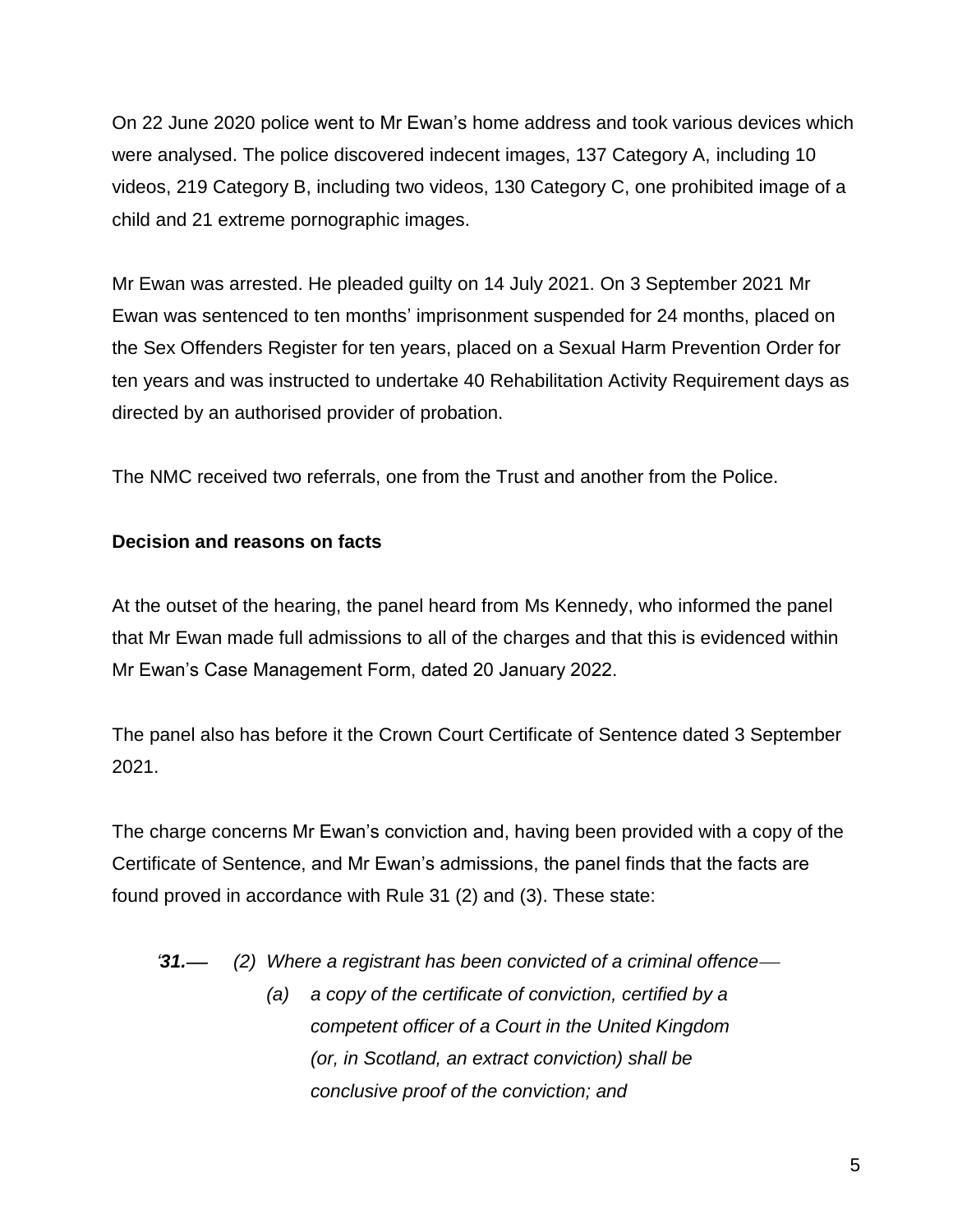On 22 June 2020 police went to Mr Ewan's home address and took various devices which were analysed. The police discovered indecent images, 137 Category A, including 10 videos, 219 Category B, including two videos, 130 Category C, one prohibited image of a child and 21 extreme pornographic images.

Mr Ewan was arrested. He pleaded guilty on 14 July 2021. On 3 September 2021 Mr Ewan was sentenced to ten months' imprisonment suspended for 24 months, placed on the Sex Offenders Register for ten years, placed on a Sexual Harm Prevention Order for ten years and was instructed to undertake 40 Rehabilitation Activity Requirement days as directed by an authorised provider of probation.

The NMC received two referrals, one from the Trust and another from the Police.

**Decision and reasons on facts**

At the outset of the hearing, the panel heard from Ms Kennedy, who informed the panel that Mr Ewan made full admissions to all of the charges and that this is evidenced within Mr Ewan's Case Management Form, dated 20 January 2022.

The panel also has before it the Crown Court Certificate of Sentence dated 3 September 2021.

The charge concerns Mr Ewan's conviction and, having been provided with a copy of the Certificate of Sentence, and Mr Ewan's admissions, the panel finds that the facts are found proved in accordance with Rule 31 (2) and (3). These state:

> *'**31.**— (2) Where a registrant has been convicted of a criminal offence—*
>
> *(a) a copy of the certificate of conviction, certified by a competent officer of a Court in the United Kingdom (or, in Scotland, an extract conviction) shall be conclusive proof of the conviction; and*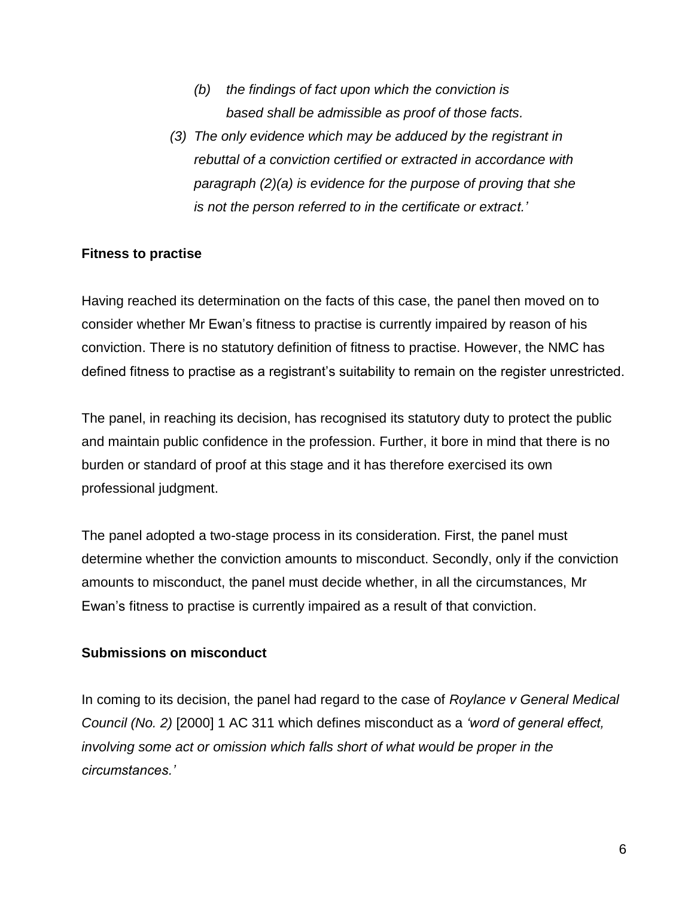> *(b) the findings of fact upon which the conviction is based shall be admissible as proof of those facts.*
>
> *(3) The only evidence which may be adduced by the registrant in rebuttal of a conviction certified or extracted in accordance with paragraph (2)(a) is evidence for the purpose of proving that she is not the person referred to in the certificate or extract.'*

**Fitness to practise**

Having reached its determination on the facts of this case, the panel then moved on to consider whether Mr Ewan's fitness to practise is currently impaired by reason of his conviction. There is no statutory definition of fitness to practise. However, the NMC has defined fitness to practise as a registrant's suitability to remain on the register unrestricted.

The panel, in reaching its decision, has recognised its statutory duty to protect the public and maintain public confidence in the profession. Further, it bore in mind that there is no burden or standard of proof at this stage and it has therefore exercised its own professional judgment.

The panel adopted a two-stage process in its consideration. First, the panel must determine whether the conviction amounts to misconduct. Secondly, only if the conviction amounts to misconduct, the panel must decide whether, in all the circumstances, Mr Ewan's fitness to practise is currently impaired as a result of that conviction.

**Submissions on misconduct**

In coming to its decision, the panel had regard to the case of *Roylance v General Medical Council (No. 2)* [2000] 1 AC 311 which defines misconduct as a *'word of general effect, involving some act or omission which falls short of what would be proper in the circumstances.'*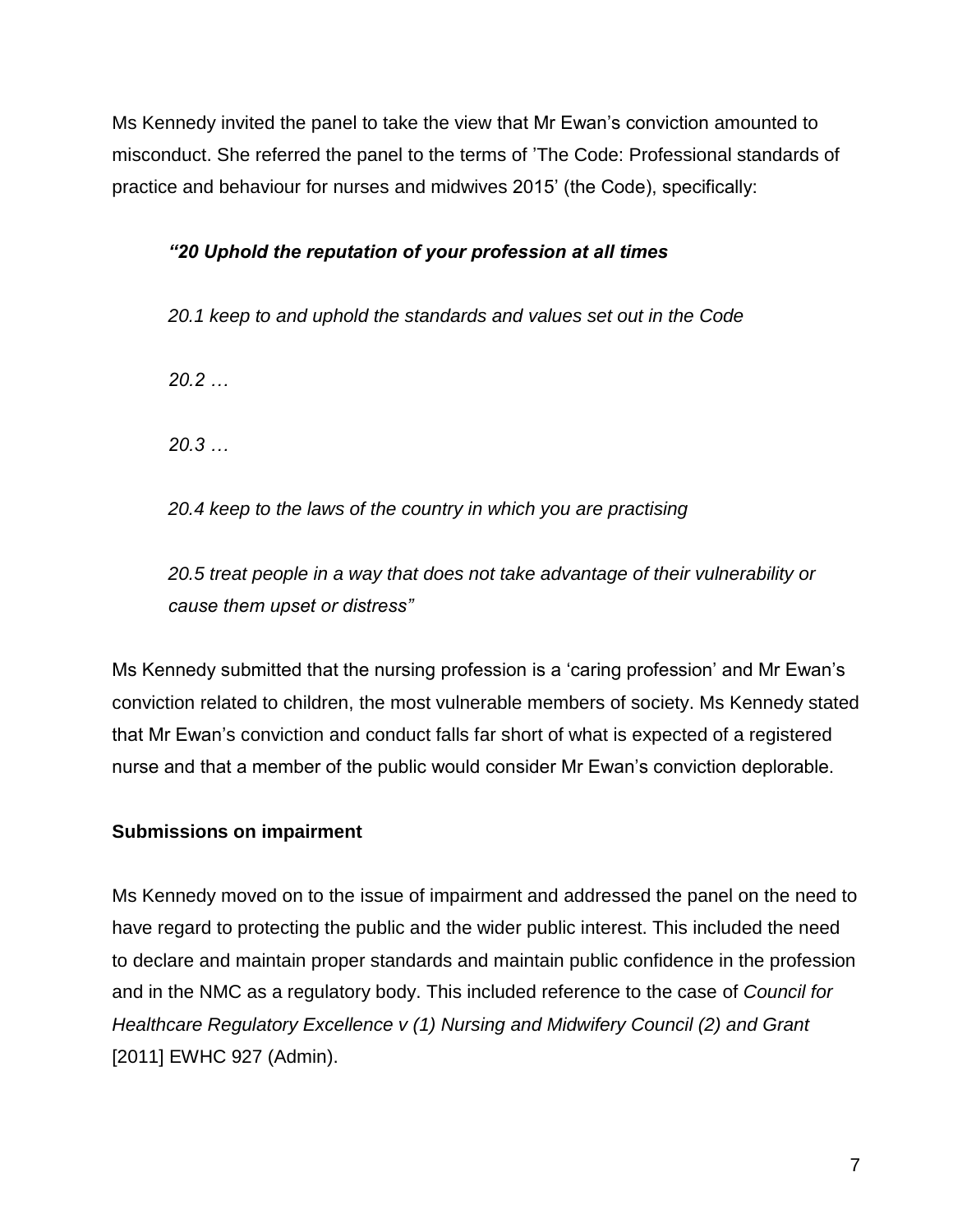Ms Kennedy invited the panel to take the view that Mr Ewan's conviction amounted to misconduct. She referred the panel to the terms of 'The Code: Professional standards of practice and behaviour for nurses and midwives 2015' (the Code), specifically:

> ***"20 Uphold the reputation of your profession at all times***
>
> *20.1 keep to and uphold the standards and values set out in the Code*
>
> *20.2 …*
>
> *20.3 …*
>
> *20.4 keep to the laws of the country in which you are practising*
>
> *20.5 treat people in a way that does not take advantage of their vulnerability or cause them upset or distress"*

Ms Kennedy submitted that the nursing profession is a 'caring profession' and Mr Ewan's conviction related to children, the most vulnerable members of society. Ms Kennedy stated that Mr Ewan's conviction and conduct falls far short of what is expected of a registered nurse and that a member of the public would consider Mr Ewan's conviction deplorable.

**Submissions on impairment**

Ms Kennedy moved on to the issue of impairment and addressed the panel on the need to have regard to protecting the public and the wider public interest. This included the need to declare and maintain proper standards and maintain public confidence in the profession and in the NMC as a regulatory body. This included reference to the case of *Council for Healthcare Regulatory Excellence v (1) Nursing and Midwifery Council (2) and Grant* [2011] EWHC 927 (Admin).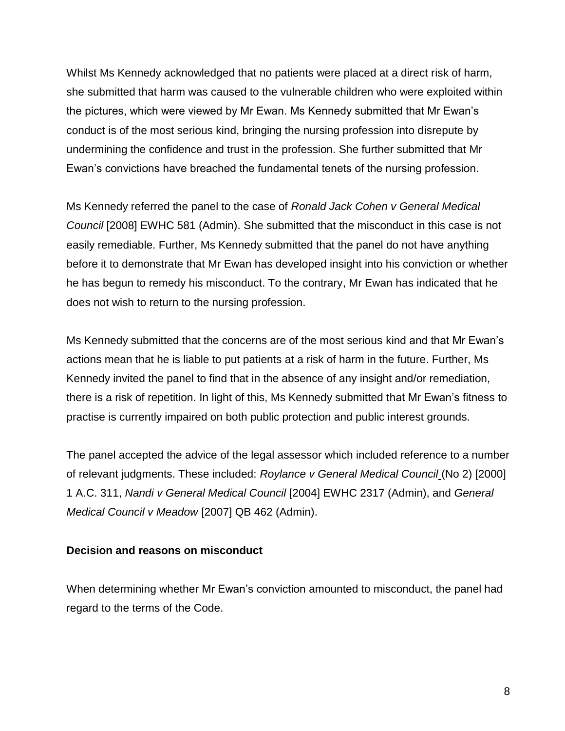Whilst Ms Kennedy acknowledged that no patients were placed at a direct risk of harm, she submitted that harm was caused to the vulnerable children who were exploited within the pictures, which were viewed by Mr Ewan. Ms Kennedy submitted that Mr Ewan's conduct is of the most serious kind, bringing the nursing profession into disrepute by undermining the confidence and trust in the profession. She further submitted that Mr Ewan's convictions have breached the fundamental tenets of the nursing profession.

Ms Kennedy referred the panel to the case of *Ronald Jack Cohen v General Medical Council* [2008] EWHC 581 (Admin). She submitted that the misconduct in this case is not easily remediable. Further, Ms Kennedy submitted that the panel do not have anything before it to demonstrate that Mr Ewan has developed insight into his conviction or whether he has begun to remedy his misconduct. To the contrary, Mr Ewan has indicated that he does not wish to return to the nursing profession.

Ms Kennedy submitted that the concerns are of the most serious kind and that Mr Ewan's actions mean that he is liable to put patients at a risk of harm in the future. Further, Ms Kennedy invited the panel to find that in the absence of any insight and/or remediation, there is a risk of repetition. In light of this, Ms Kennedy submitted that Mr Ewan's fitness to practise is currently impaired on both public protection and public interest grounds.

The panel accepted the advice of the legal assessor which included reference to a number of relevant judgments. These included: *Roylance v General Medical Council* (No 2) [2000] 1 A.C. 311, *Nandi v General Medical Council* [2004] EWHC 2317 (Admin), and *General Medical Council v Meadow* [2007] QB 462 (Admin).

**Decision and reasons on misconduct**

When determining whether Mr Ewan's conviction amounted to misconduct, the panel had regard to the terms of the Code.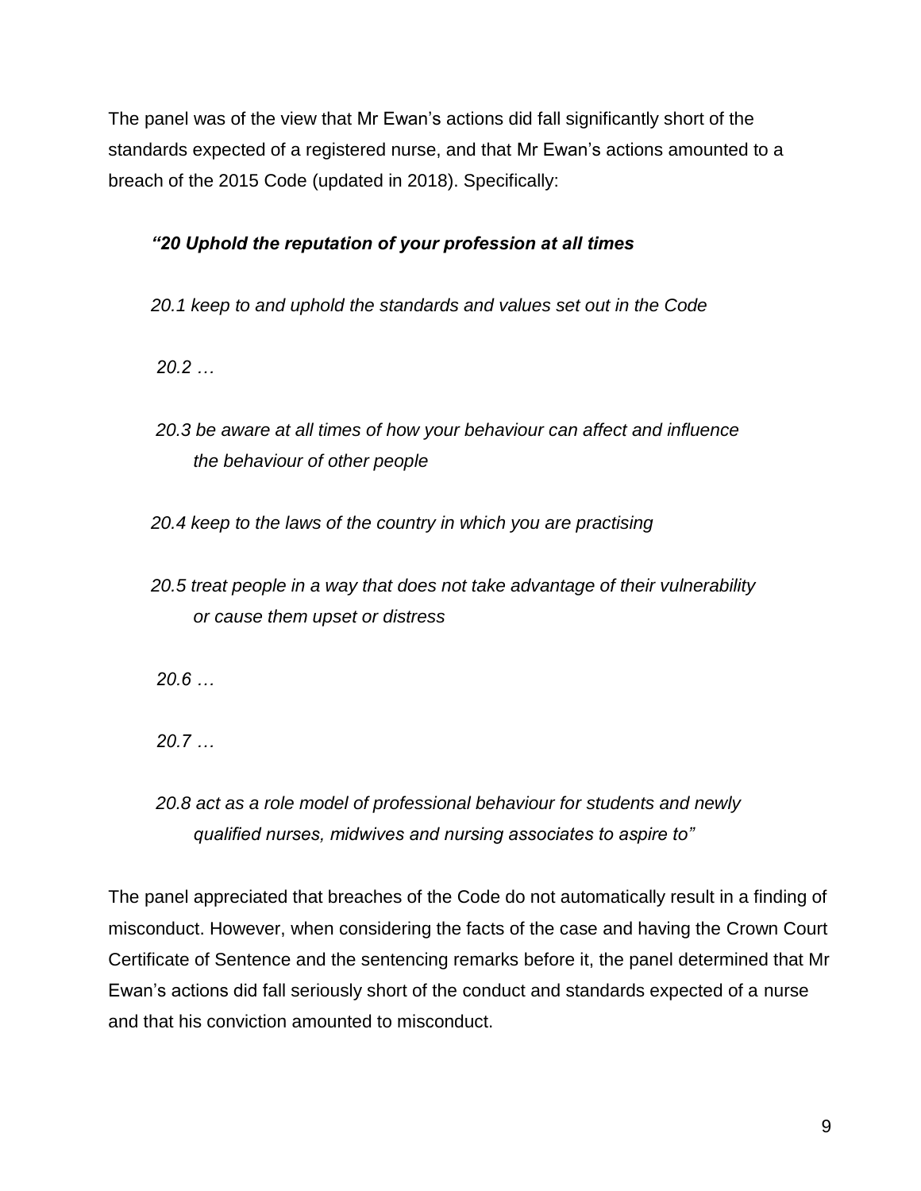The panel was of the view that Mr Ewan's actions did fall significantly short of the standards expected of a registered nurse, and that Mr Ewan's actions amounted to a breach of the 2015 Code (updated in 2018). Specifically:

> ***"20 Uphold the reputation of your profession at all times***
>
> *20.1 keep to and uphold the standards and values set out in the Code*
>
> *20.2 …*
>
> *20.3 be aware at all times of how your behaviour can affect and influence the behaviour of other people*
>
> *20.4 keep to the laws of the country in which you are practising*
>
> *20.5 treat people in a way that does not take advantage of their vulnerability or cause them upset or distress*
>
> *20.6 …*
>
> *20.7 …*
>
> *20.8 act as a role model of professional behaviour for students and newly qualified nurses, midwives and nursing associates to aspire to"*

The panel appreciated that breaches of the Code do not automatically result in a finding of misconduct. However, when considering the facts of the case and having the Crown Court Certificate of Sentence and the sentencing remarks before it, the panel determined that Mr Ewan's actions did fall seriously short of the conduct and standards expected of a nurse and that his conviction amounted to misconduct.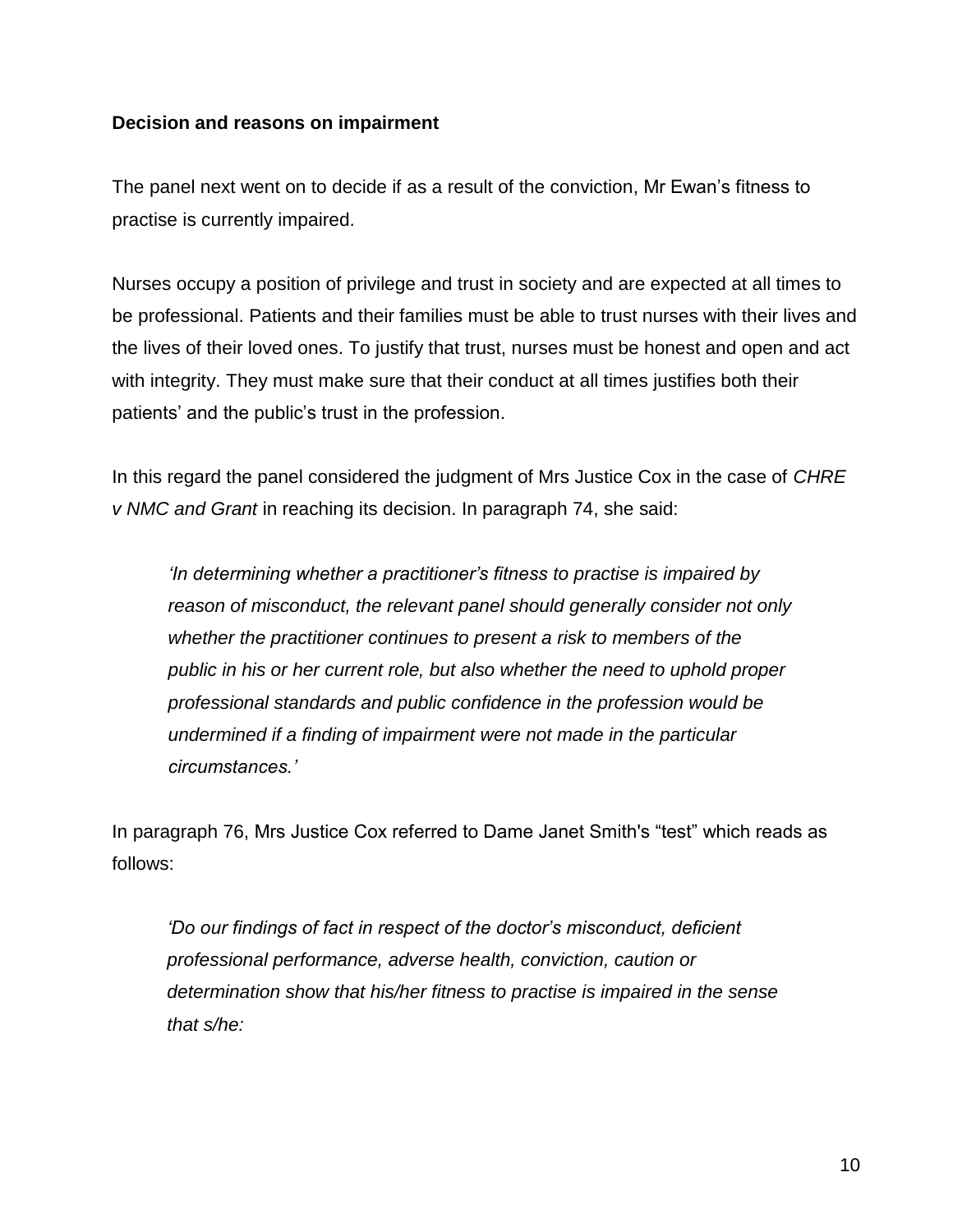**Decision and reasons on impairment**

The panel next went on to decide if as a result of the conviction, Mr Ewan's fitness to practise is currently impaired.

Nurses occupy a position of privilege and trust in society and are expected at all times to be professional. Patients and their families must be able to trust nurses with their lives and the lives of their loved ones. To justify that trust, nurses must be honest and open and act with integrity. They must make sure that their conduct at all times justifies both their patients' and the public's trust in the profession.

In this regard the panel considered the judgment of Mrs Justice Cox in the case of *CHRE v NMC and Grant* in reaching its decision. In paragraph 74, she said:

> *'In determining whether a practitioner's fitness to practise is impaired by reason of misconduct, the relevant panel should generally consider not only whether the practitioner continues to present a risk to members of the public in his or her current role, but also whether the need to uphold proper professional standards and public confidence in the profession would be undermined if a finding of impairment were not made in the particular circumstances.'*

In paragraph 76, Mrs Justice Cox referred to Dame Janet Smith's "test" which reads as follows:

> *'Do our findings of fact in respect of the doctor's misconduct, deficient professional performance, adverse health, conviction, caution or determination show that his/her fitness to practise is impaired in the sense that s/he:*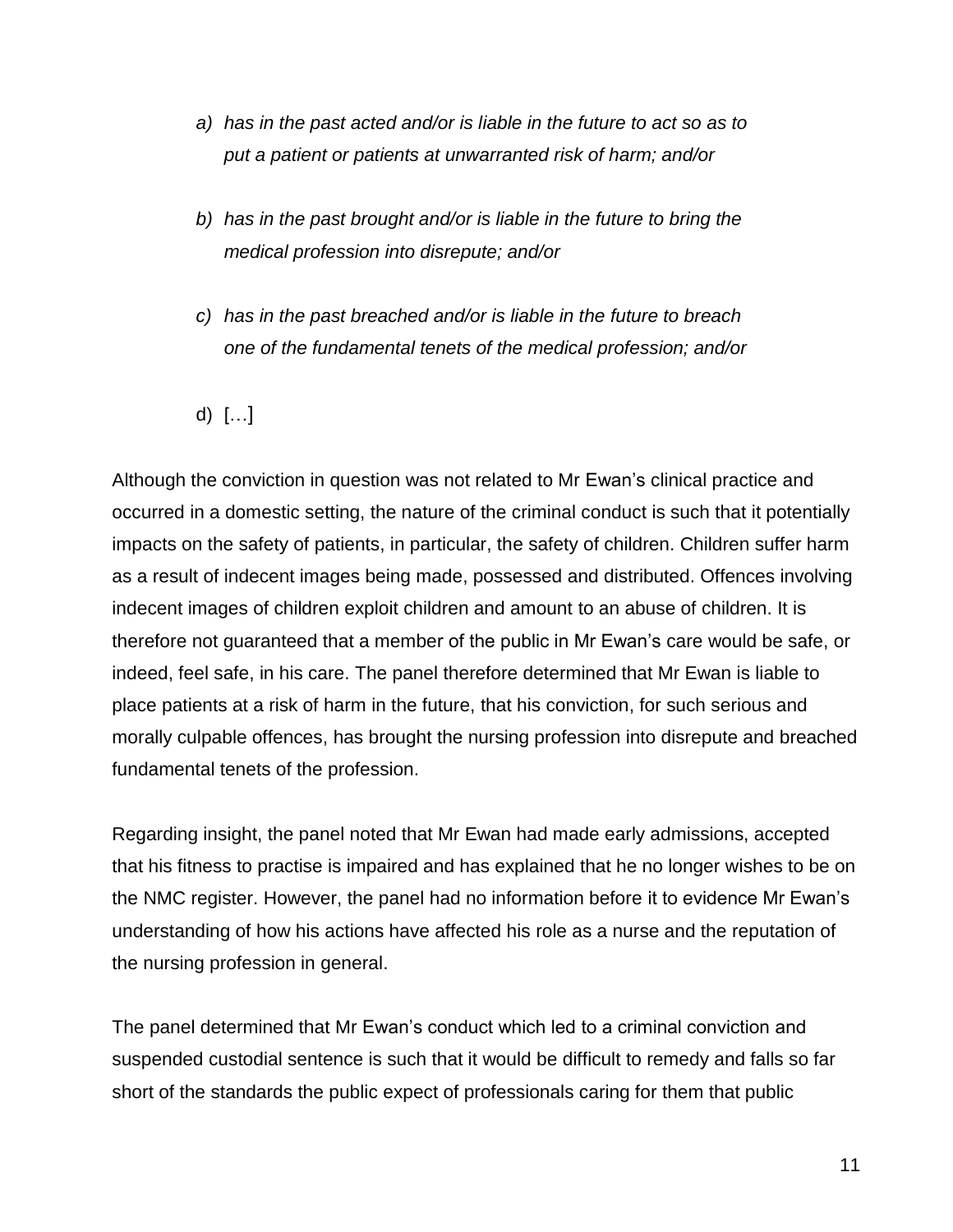> *a) has in the past acted and/or is liable in the future to act so as to put a patient or patients at unwarranted risk of harm; and/or*
>
> *b) has in the past brought and/or is liable in the future to bring the medical profession into disrepute; and/or*
>
> *c) has in the past breached and/or is liable in the future to breach one of the fundamental tenets of the medical profession; and/or*
>
> d) […]

Although the conviction in question was not related to Mr Ewan's clinical practice and occurred in a domestic setting, the nature of the criminal conduct is such that it potentially impacts on the safety of patients, in particular, the safety of children. Children suffer harm as a result of indecent images being made, possessed and distributed. Offences involving indecent images of children exploit children and amount to an abuse of children. It is therefore not guaranteed that a member of the public in Mr Ewan's care would be safe, or indeed, feel safe, in his care. The panel therefore determined that Mr Ewan is liable to place patients at a risk of harm in the future, that his conviction, for such serious and morally culpable offences, has brought the nursing profession into disrepute and breached fundamental tenets of the profession.

Regarding insight, the panel noted that Mr Ewan had made early admissions, accepted that his fitness to practise is impaired and has explained that he no longer wishes to be on the NMC register. However, the panel had no information before it to evidence Mr Ewan's understanding of how his actions have affected his role as a nurse and the reputation of the nursing profession in general.

The panel determined that Mr Ewan's conduct which led to a criminal conviction and suspended custodial sentence is such that it would be difficult to remedy and falls so far short of the standards the public expect of professionals caring for them that public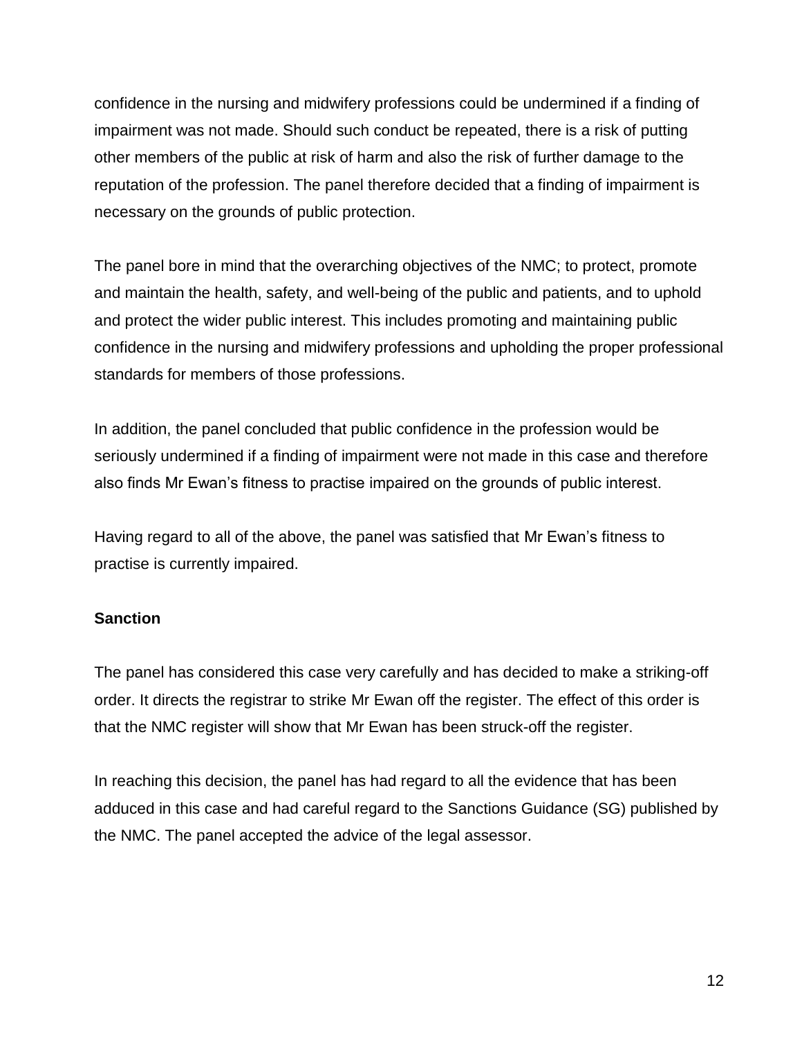confidence in the nursing and midwifery professions could be undermined if a finding of impairment was not made. Should such conduct be repeated, there is a risk of putting other members of the public at risk of harm and also the risk of further damage to the reputation of the profession. The panel therefore decided that a finding of impairment is necessary on the grounds of public protection.

The panel bore in mind that the overarching objectives of the NMC; to protect, promote and maintain the health, safety, and well-being of the public and patients, and to uphold and protect the wider public interest. This includes promoting and maintaining public confidence in the nursing and midwifery professions and upholding the proper professional standards for members of those professions.

In addition, the panel concluded that public confidence in the profession would be seriously undermined if a finding of impairment were not made in this case and therefore also finds Mr Ewan's fitness to practise impaired on the grounds of public interest.

Having regard to all of the above, the panel was satisfied that Mr Ewan's fitness to practise is currently impaired.

**Sanction**

The panel has considered this case very carefully and has decided to make a striking-off order. It directs the registrar to strike Mr Ewan off the register. The effect of this order is that the NMC register will show that Mr Ewan has been struck-off the register.

In reaching this decision, the panel has had regard to all the evidence that has been adduced in this case and had careful regard to the Sanctions Guidance (SG) published by the NMC. The panel accepted the advice of the legal assessor.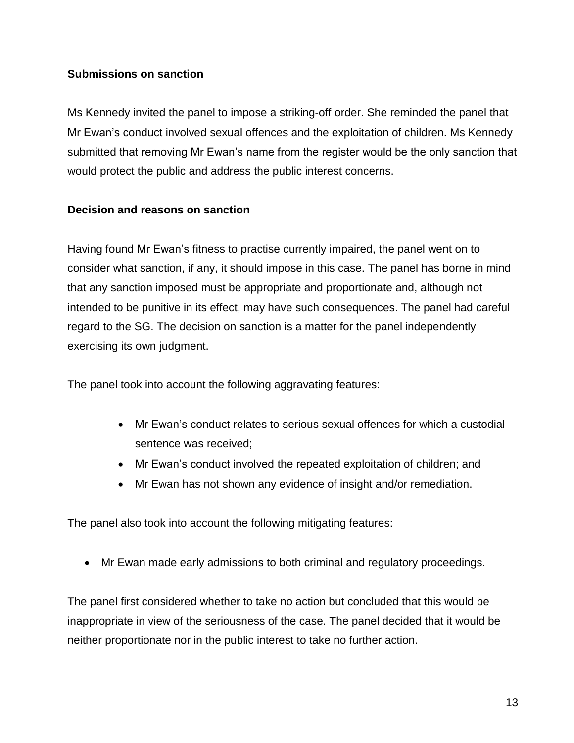**Submissions on sanction**

Ms Kennedy invited the panel to impose a striking-off order. She reminded the panel that Mr Ewan's conduct involved sexual offences and the exploitation of children. Ms Kennedy submitted that removing Mr Ewan's name from the register would be the only sanction that would protect the public and address the public interest concerns.

**Decision and reasons on sanction**

Having found Mr Ewan's fitness to practise currently impaired, the panel went on to consider what sanction, if any, it should impose in this case. The panel has borne in mind that any sanction imposed must be appropriate and proportionate and, although not intended to be punitive in its effect, may have such consequences. The panel had careful regard to the SG. The decision on sanction is a matter for the panel independently exercising its own judgment.

The panel took into account the following aggravating features:

- Mr Ewan's conduct relates to serious sexual offences for which a custodial sentence was received;
- Mr Ewan's conduct involved the repeated exploitation of children; and
- Mr Ewan has not shown any evidence of insight and/or remediation.

The panel also took into account the following mitigating features:

- Mr Ewan made early admissions to both criminal and regulatory proceedings.

The panel first considered whether to take no action but concluded that this would be inappropriate in view of the seriousness of the case. The panel decided that it would be neither proportionate nor in the public interest to take no further action.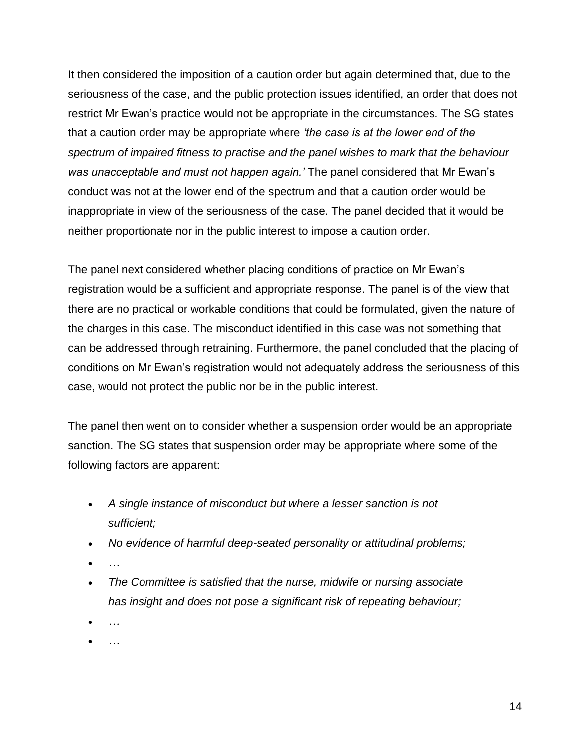It then considered the imposition of a caution order but again determined that, due to the seriousness of the case, and the public protection issues identified, an order that does not restrict Mr Ewan's practice would not be appropriate in the circumstances. The SG states that a caution order may be appropriate where *'the case is at the lower end of the spectrum of impaired fitness to practise and the panel wishes to mark that the behaviour was unacceptable and must not happen again.'* The panel considered that Mr Ewan's conduct was not at the lower end of the spectrum and that a caution order would be inappropriate in view of the seriousness of the case. The panel decided that it would be neither proportionate nor in the public interest to impose a caution order.

The panel next considered whether placing conditions of practice on Mr Ewan's registration would be a sufficient and appropriate response. The panel is of the view that there are no practical or workable conditions that could be formulated, given the nature of the charges in this case. The misconduct identified in this case was not something that can be addressed through retraining. Furthermore, the panel concluded that the placing of conditions on Mr Ewan's registration would not adequately address the seriousness of this case, would not protect the public nor be in the public interest.

The panel then went on to consider whether a suspension order would be an appropriate sanction. The SG states that suspension order may be appropriate where some of the following factors are apparent:

- *A single instance of misconduct but where a lesser sanction is not sufficient;*
- *No evidence of harmful deep-seated personality or attitudinal problems;*
- *…*
- *The Committee is satisfied that the nurse, midwife or nursing associate has insight and does not pose a significant risk of repeating behaviour;*
- *…*
- *…*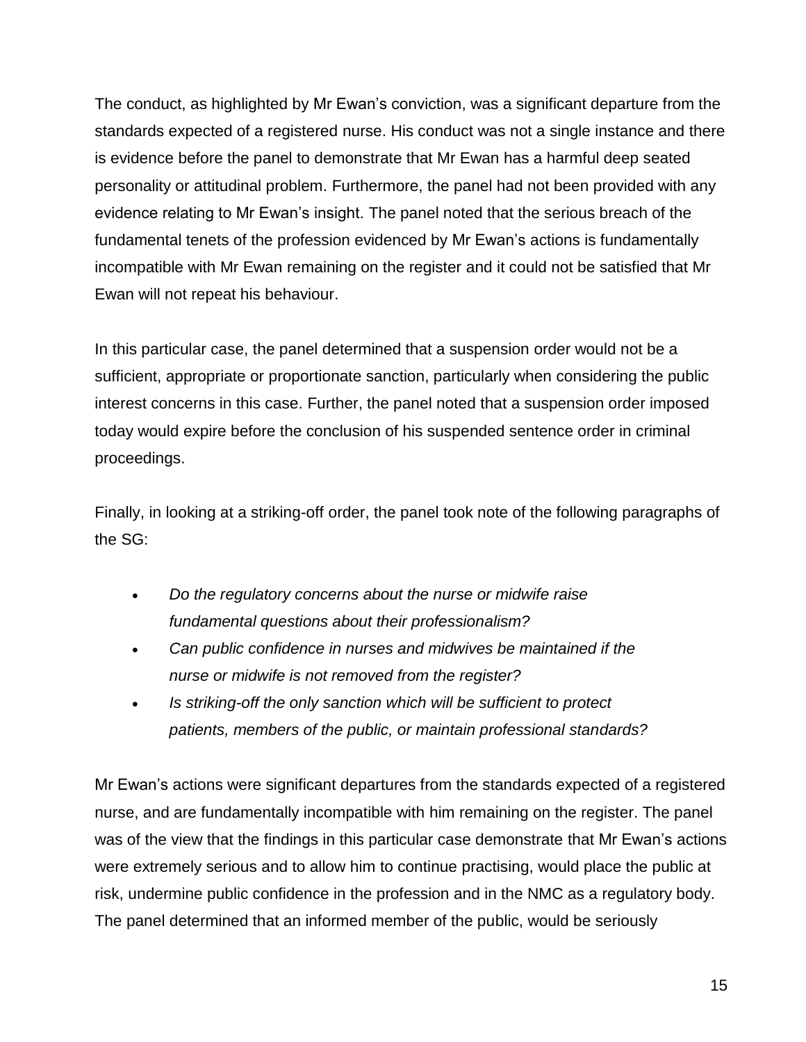The conduct, as highlighted by Mr Ewan's conviction, was a significant departure from the standards expected of a registered nurse. His conduct was not a single instance and there is evidence before the panel to demonstrate that Mr Ewan has a harmful deep seated personality or attitudinal problem. Furthermore, the panel had not been provided with any evidence relating to Mr Ewan's insight. The panel noted that the serious breach of the fundamental tenets of the profession evidenced by Mr Ewan's actions is fundamentally incompatible with Mr Ewan remaining on the register and it could not be satisfied that Mr Ewan will not repeat his behaviour.

In this particular case, the panel determined that a suspension order would not be a sufficient, appropriate or proportionate sanction, particularly when considering the public interest concerns in this case. Further, the panel noted that a suspension order imposed today would expire before the conclusion of his suspended sentence order in criminal proceedings.

Finally, in looking at a striking-off order, the panel took note of the following paragraphs of the SG:

- *Do the regulatory concerns about the nurse or midwife raise fundamental questions about their professionalism?*
- *Can public confidence in nurses and midwives be maintained if the nurse or midwife is not removed from the register?*
- *Is striking-off the only sanction which will be sufficient to protect patients, members of the public, or maintain professional standards?*

Mr Ewan's actions were significant departures from the standards expected of a registered nurse, and are fundamentally incompatible with him remaining on the register. The panel was of the view that the findings in this particular case demonstrate that Mr Ewan's actions were extremely serious and to allow him to continue practising, would place the public at risk, undermine public confidence in the profession and in the NMC as a regulatory body. The panel determined that an informed member of the public, would be seriously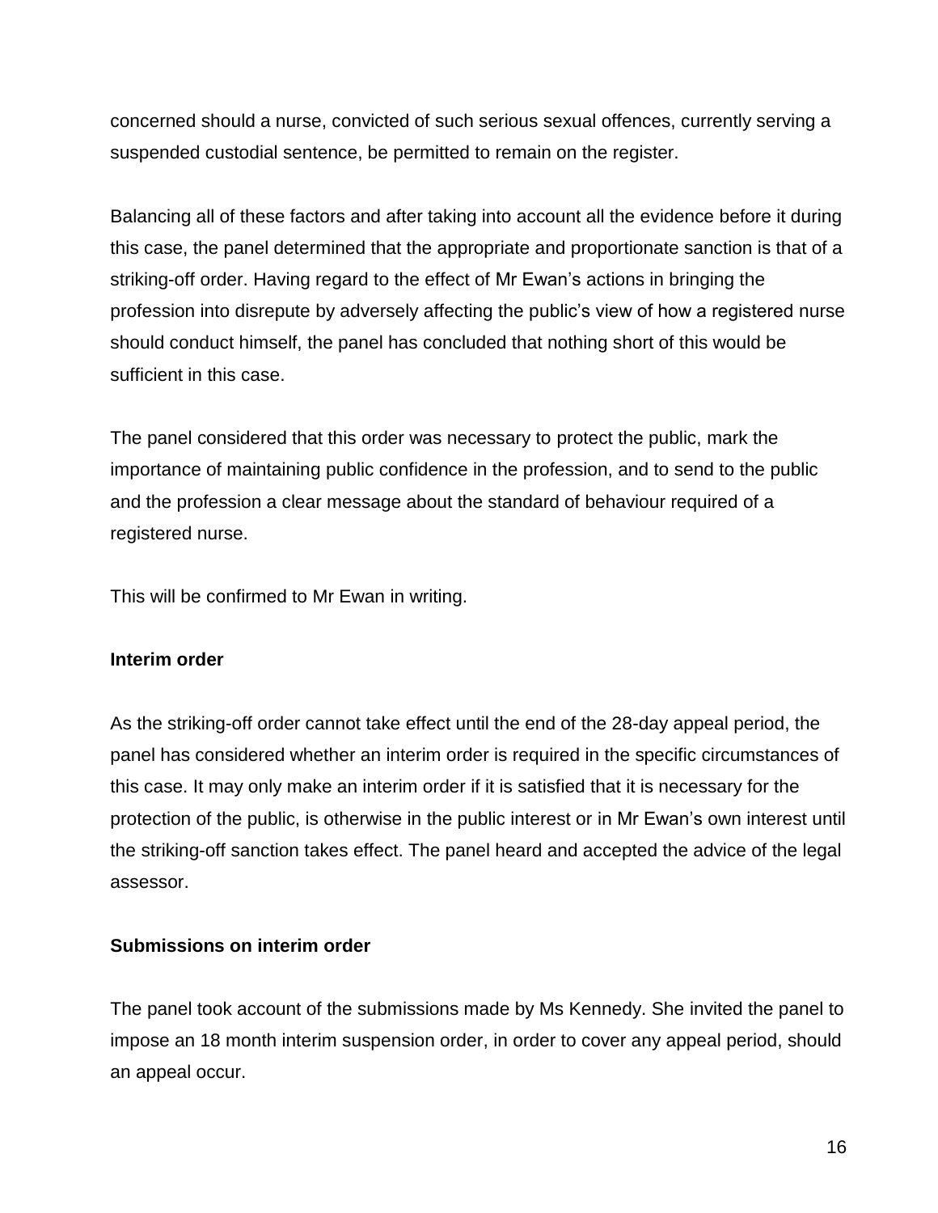concerned should a nurse, convicted of such serious sexual offences, currently serving a suspended custodial sentence, be permitted to remain on the register.

Balancing all of these factors and after taking into account all the evidence before it during this case, the panel determined that the appropriate and proportionate sanction is that of a striking-off order. Having regard to the effect of Mr Ewan's actions in bringing the profession into disrepute by adversely affecting the public's view of how a registered nurse should conduct himself, the panel has concluded that nothing short of this would be sufficient in this case.

The panel considered that this order was necessary to protect the public, mark the importance of maintaining public confidence in the profession, and to send to the public and the profession a clear message about the standard of behaviour required of a registered nurse.

This will be confirmed to Mr Ewan in writing.

**Interim order**

As the striking-off order cannot take effect until the end of the 28-day appeal period, the panel has considered whether an interim order is required in the specific circumstances of this case. It may only make an interim order if it is satisfied that it is necessary for the protection of the public, is otherwise in the public interest or in Mr Ewan's own interest until the striking-off sanction takes effect. The panel heard and accepted the advice of the legal assessor.

**Submissions on interim order**

The panel took account of the submissions made by Ms Kennedy. She invited the panel to impose an 18 month interim suspension order, in order to cover any appeal period, should an appeal occur.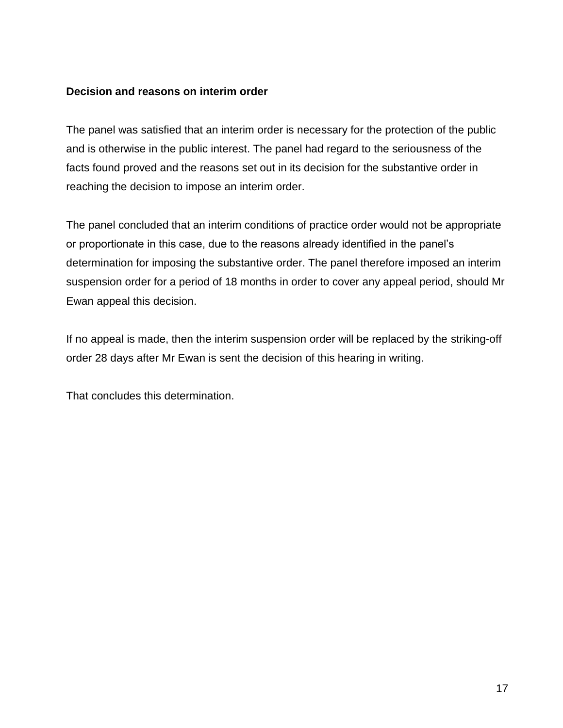**Decision and reasons on interim order**

The panel was satisfied that an interim order is necessary for the protection of the public and is otherwise in the public interest. The panel had regard to the seriousness of the facts found proved and the reasons set out in its decision for the substantive order in reaching the decision to impose an interim order.

The panel concluded that an interim conditions of practice order would not be appropriate or proportionate in this case, due to the reasons already identified in the panel's determination for imposing the substantive order. The panel therefore imposed an interim suspension order for a period of 18 months in order to cover any appeal period, should Mr Ewan appeal this decision.

If no appeal is made, then the interim suspension order will be replaced by the striking-off order 28 days after Mr Ewan is sent the decision of this hearing in writing.

That concludes this determination.